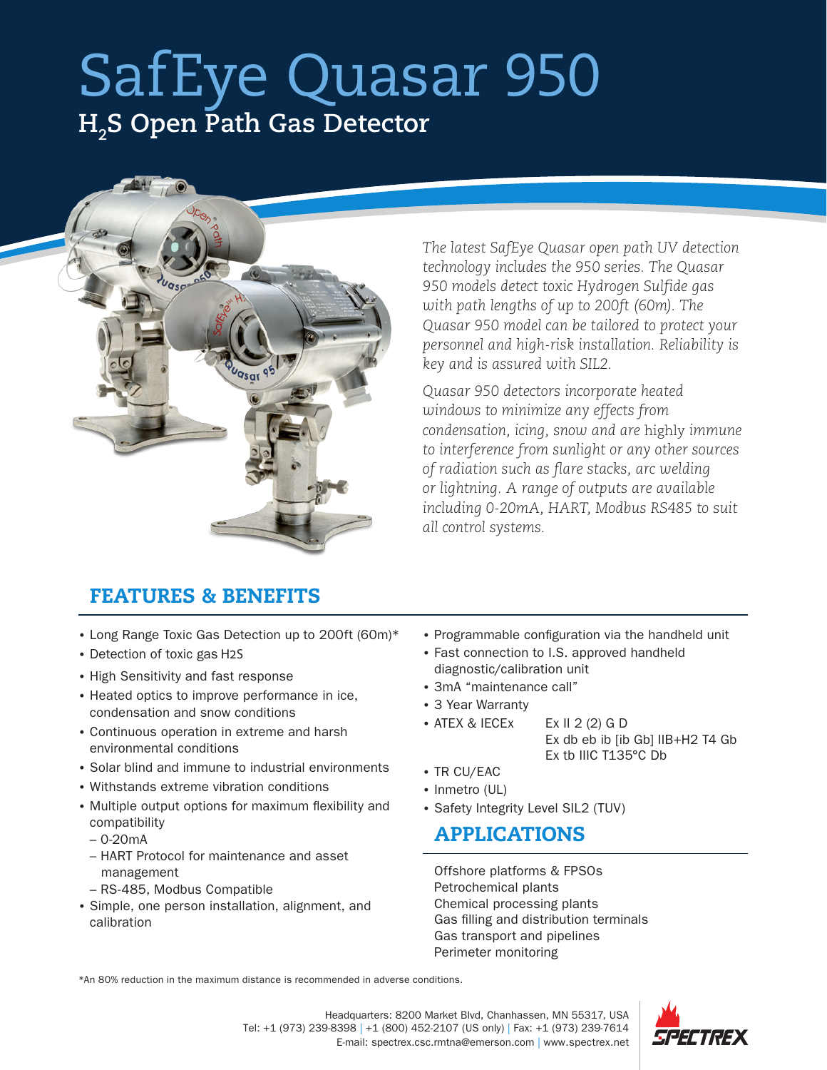# SafEye Quasar 950

## $H_2S$ Open Path Gas Detector

*The latest SafEye Quasar open path UV detection technology includes the 950 series. The Quasar 950 models detect toxic Hydrogen Sulfide gas with path lengths of up to 200ft (60m). The Quasar 950 model can be tailored to protect your personnel and high-risk installation. Reliability is key and is assured with SIL2.*

*Quasar 950 detectors incorporate heated windows to minimize any effects from condensation, icing, snow and are highly immune to interference from sunlight or any other sources of radiation such as flare stacks, arc welding or lightning. A range of outputs are available including 0-20mA, HART, Modbus RS485 to suit all control systems.*

## FEATURES & BENEFITS

- Long Range Toxic Gas Detection up to 200ft (60m)*
- Detection of toxic gas H2S
- High Sensitivity and fast response
- Heated optics to improve performance in ice, condensation and snow conditions
- Continuous operation in extreme and harsh environmental conditions
- Solar blind and immune to industrial environments
- Withstands extreme vibration conditions
- Multiple output options for maximum flexibility and compatibility
  - 0-20mA
  - HART Protocol for maintenance and asset management
  - RS-485, Modbus Compatible
- Simple, one person installation, alignment, and calibration
- Programmable configuration via the handheld unit
- Fast connection to I.S. approved handheld diagnostic/calibration unit
- 3mA "maintenance call"
- 3 Year Warranty
- ATEX & IECEx
  - Ex II 2 (2) G D
  - Ex db eb ib [ib Gb] IIB+H2 T4 Gb
  - Ex tb IIIC T135°C Db
- TR CU/EAC
- Inmetro (UL)
- Safety Integrity Level SIL2 (TUV)

## APPLICATIONS

Offshore platforms & FPSOs
Petrochemical plants
Chemical processing plants
Gas filling and distribution terminals
Gas transport and pipelines
Perimeter monitoring

*An 80% reduction in the maximum distance is recommended in adverse conditions.

Headquarters: 8200 Market Blvd, Chanhassen, MN 55317, USA
Tel: +1 (973) 239-8398 | +1 (800) 452-2107 (US only) | Fax: +1 (973) 239-7614
E-mail: spectrex.csc.rmtna@emerson.com | www.spectrex.net

SPECTREX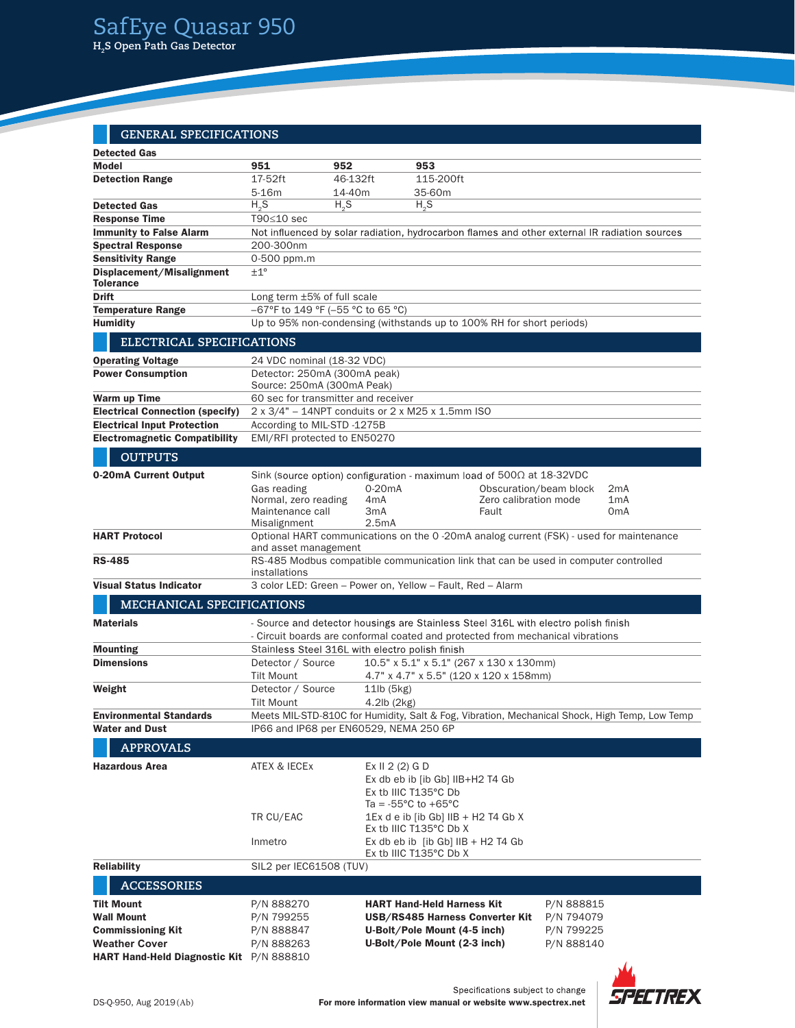# SafEye Quasar 950

$H_2S$ Open Path Gas Detector

## GENERAL SPECIFICATIONS

| | | | |
|---|---|---|---|
| **Detected Gas** | | | |
| **Model** | **951** | **952** | **953** |
| **Detection Range** | 17-52ft<br>5-16m | 46-132ft<br>14-40m | 115-200ft<br>35-60m |
| **Detected Gas** | $H_2S$ | $H_2S$ | $H_2S$ |
| **Response Time** | T90≤10 sec | | |
| **Immunity to False Alarm** | Not influenced by solar radiation, hydrocarbon flames and other external IR radiation sources | | |
| **Spectral Response** | 200-300nm | | |
| **Sensitivity Range** | 0-500 ppm.m | | |
| **Displacement/Misalignment Tolerance** | ±1° | | |
| **Drift** | Long term ±5% of full scale | | |
| **Temperature Range** | –67°F to 149 °F (–55 °C to 65 °C) | | |
| **Humidity** | Up to 95% non-condensing (withstands up to 100% RH for short periods) | | |

## ELECTRICAL SPECIFICATIONS

| | |
|---|---|
| **Operating Voltage** | 24 VDC nominal (18-32 VDC) |
| **Power Consumption** | Detector: 250mA (300mA peak)<br>Source: 250mA (300mA Peak) |
| **Warm up Time** | 60 sec for transmitter and receiver |
| **Electrical Connection (specify)** | 2 x 3/4" – 14NPT conduits or 2 x M25 x 1.5mm ISO |
| **Electrical Input Protection** | According to MIL-STD -1275B |
| **Electromagnetic Compatibility** | EMI/RFI protected to EN50270 |

## OUTPUTS

| | | | | |
|---|---|---|---|---|
| **0-20mA Current Output** | Sink (source option) configuration - maximum load of 500Ω at 18-32VDC | | | |
| | Gas reading | 0-20mA | Obscuration/beam block | 2mA |
| | Normal, zero reading | 4mA | Zero calibration mode | 1mA |
| | Maintenance call | 3mA | Fault | 0mA |
| | Misalignment | 2.5mA | | |
| **HART Protocol** | Optional HART communications on the 0 -20mA analog current (FSK) - used for maintenance and asset management | | | |
| **RS-485** | RS-485 Modbus compatible communication link that can be used in computer controlled installations | | | |
| **Visual Status Indicator** | 3 color LED: Green – Power on, Yellow – Fault, Red – Alarm | | | |

## MECHANICAL SPECIFICATIONS

| | | |
|---|---|---|
| **Materials** | - Source and detector housings are Stainless Steel 316L with electro polish finish<br>- Circuit boards are conformal coated and protected from mechanical vibrations | |
| **Mounting** | Stainless Steel 316L with electro polish finish | |
| **Dimensions** | Detector / Source | 10.5" x 5.1" x 5.1" (267 x 130 x 130mm) |
| | Tilt Mount | 4.7" x 4.7" x 5.5" (120 x 120 x 158mm) |
| **Weight** | Detector / Source | 11lb (5kg) |
| | Tilt Mount | 4.2lb (2kg) |
| **Environmental Standards** | Meets MIL-STD-810C for Humidity, Salt & Fog, Vibration, Mechanical Shock, High Temp, Low Temp | |
| **Water and Dust** | IP66 and IP68 per EN60529, NEMA 250 6P | |

## APPROVALS

| | | |
|---|---|---|
| **Hazardous Area** | ATEX & IECEx | Ex II 2 (2) G D<br>Ex db eb ib [ib Gb] IIB+H2 T4 Gb<br>Ex tb IIIC T135°C Db<br>Ta = -55°C to +65°C |
| | TR CU/EAC | 1Ex d e ib [ib Gb] IIB + H2 T4 Gb X<br>Ex tb IIIC T135°C Db X |
| | Inmetro | Ex db eb ib [ib Gb] IIB + H2 T4 Gb<br>Ex tb IIIC T135°C Db X |
| **Reliability** | SIL2 per IEC61508 (TUV) | |

## ACCESSORIES

| | | | |
|---|---|---|---|
| **Tilt Mount** | P/N 888270 | **HART Hand-Held Harness Kit** | P/N 888815 |
| **Wall Mount** | P/N 799255 | **USB/RS485 Harness Converter Kit** | P/N 794079 |
| **Commissioning Kit** | P/N 888847 | **U-Bolt/Pole Mount (4-5 inch)** | P/N 799225 |
| **Weather Cover** | P/N 888263 | **U-Bolt/Pole Mount (2-3 inch)** | P/N 888140 |
| **HART Hand-Held Diagnostic Kit** | P/N 888810 | | |

DS-Q-950, Aug 2019(Ab)

Specifications subject to change

**For more information view manual or website www.spectrex.net**

SPECTREX